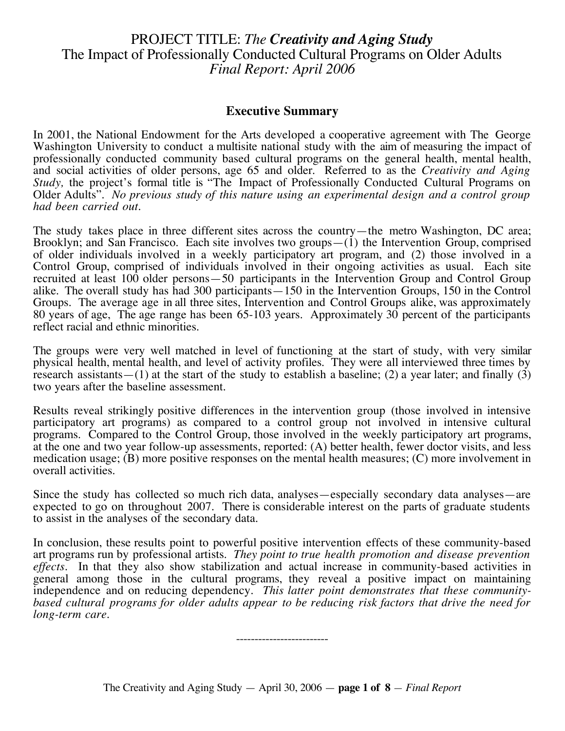# PROJECT TITLE: *The **Creativity and Aging Study***
# The Impact of Professionally Conducted Cultural Programs on Older Adults
# *Final Report: April 2006*

## Executive Summary

In 2001, the National Endowment for the Arts developed a cooperative agreement with The George Washington University to conduct a multisite national study with the aim of measuring the impact of professionally conducted community based cultural programs on the general health, mental health, and social activities of older persons, age 65 and older. Referred to as the *Creativity and Aging Study,* the project's formal title is "The Impact of Professionally Conducted Cultural Programs on Older Adults". *No previous study of this nature using an experimental design and a control group had been carried out.*

The study takes place in three different sites across the country—the metro Washington, DC area; Brooklyn; and San Francisco. Each site involves two groups—(1) the Intervention Group, comprised of older individuals involved in a weekly participatory art program, and (2) those involved in a Control Group, comprised of individuals involved in their ongoing activities as usual. Each site recruited at least 100 older persons—50 participants in the Intervention Group and Control Group alike. The overall study has had 300 participants—150 in the Intervention Groups, 150 in the Control Groups. The average age in all three sites, Intervention and Control Groups alike, was approximately 80 years of age, The age range has been 65-103 years. Approximately 30 percent of the participants reflect racial and ethnic minorities.

The groups were very well matched in level of functioning at the start of study, with very similar physical health, mental health, and level of activity profiles. They were all interviewed three times by research assistants—(1) at the start of the study to establish a baseline; (2) a year later; and finally (3) two years after the baseline assessment.

Results reveal strikingly positive differences in the intervention group (those involved in intensive participatory art programs) as compared to a control group not involved in intensive cultural programs. Compared to the Control Group, those involved in the weekly participatory art programs, at the one and two year follow-up assessments, reported: (A) better health, fewer doctor visits, and less medication usage; (B) more positive responses on the mental health measures; (C) more involvement in overall activities.

Since the study has collected so much rich data, analyses—especially secondary data analyses—are expected to go on throughout 2007. There is considerable interest on the parts of graduate students to assist in the analyses of the secondary data.

In conclusion, these results point to powerful positive intervention effects of these community-based art programs run by professional artists. *They point to true health promotion and disease prevention effects*. In that they also show stabilization and actual increase in community-based activities in general among those in the cultural programs, they reveal a positive impact on maintaining independence and on reducing dependency. *This latter point demonstrates that these community-based cultural programs for older adults appear to be reducing risk factors that drive the need for long-term care.*

-------------------------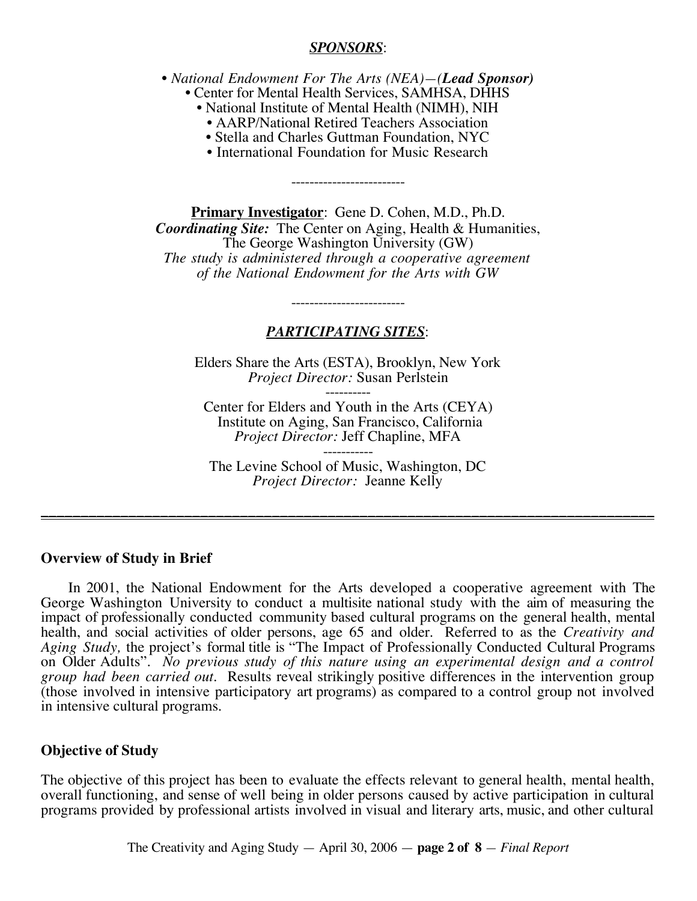***SPONSORS***:

- *National Endowment For The Arts (NEA)—(**Lead Sponsor)***
- Center for Mental Health Services, SAMHSA, DHHS
- National Institute of Mental Health (NIMH), NIH
- AARP/National Retired Teachers Association
- Stella and Charles Guttman Foundation, NYC
- International Foundation for Music Research

-------------------------

**Primary Investigator**: Gene D. Cohen, M.D., Ph.D.
***Coordinating Site:*** The Center on Aging, Health & Humanities, The George Washington University (GW)
*The study is administered through a cooperative agreement of the National Endowment for the Arts with GW*

-------------------------

***PARTICIPATING SITES***:

Elders Share the Arts (ESTA), Brooklyn, New York
*Project Director:* Susan Perlstein

----------

Center for Elders and Youth in the Arts (CEYA)
Institute on Aging, San Francisco, California
*Project Director:* Jeff Chapline, MFA

-----------

The Levine School of Music, Washington, DC
*Project Director:* Jeanne Kelly

---

**Overview of Study in Brief**

In 2001, the National Endowment for the Arts developed a cooperative agreement with The George Washington University to conduct a multisite national study with the aim of measuring the impact of professionally conducted community based cultural programs on the general health, mental health, and social activities of older persons, age 65 and older. Referred to as the *Creativity and Aging Study,* the project's formal title is "The Impact of Professionally Conducted Cultural Programs on Older Adults". *No previous study of this nature using an experimental design and a control group had been carried out*. Results reveal strikingly positive differences in the intervention group (those involved in intensive participatory art programs) as compared to a control group not involved in intensive cultural programs.

**Objective of Study**

The objective of this project has been to evaluate the effects relevant to general health, mental health, overall functioning, and sense of well being in older persons caused by active participation in cultural programs provided by professional artists involved in visual and literary arts, music, and other cultural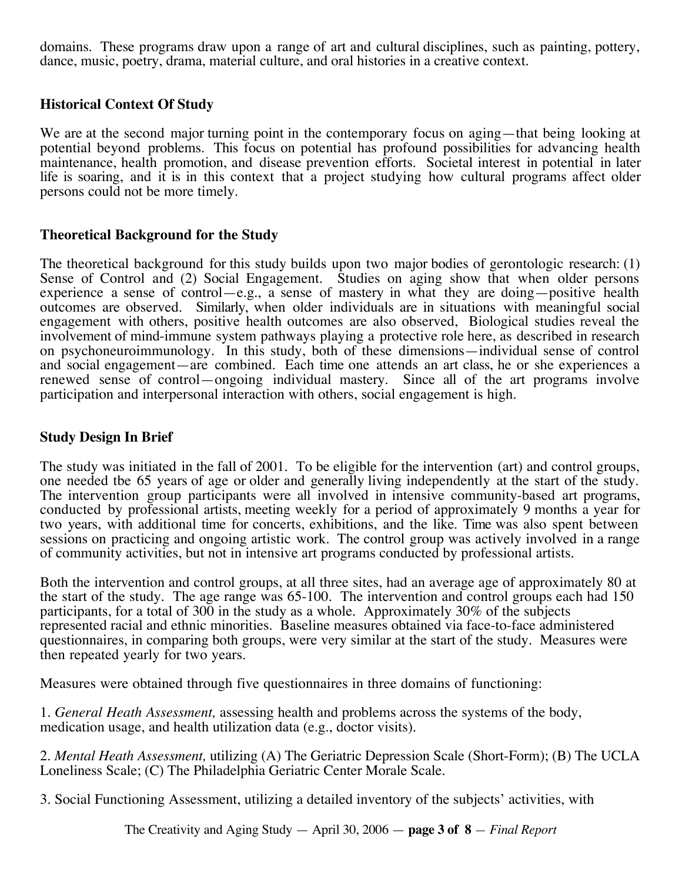domains. These programs draw upon a range of art and cultural disciplines, such as painting, pottery, dance, music, poetry, drama, material culture, and oral histories in a creative context.

### Historical Context Of Study

We are at the second major turning point in the contemporary focus on aging—that being looking at potential beyond problems. This focus on potential has profound possibilities for advancing health maintenance, health promotion, and disease prevention efforts. Societal interest in potential in later life is soaring, and it is in this context that a project studying how cultural programs affect older persons could not be more timely.

### Theoretical Background for the Study

The theoretical background for this study builds upon two major bodies of gerontologic research: (1) Sense of Control and (2) Social Engagement. Studies on aging show that when older persons experience a sense of control—e.g., a sense of mastery in what they are doing—positive health outcomes are observed. Similarly, when older individuals are in situations with meaningful social engagement with others, positive health outcomes are also observed, Biological studies reveal the involvement of mind-immune system pathways playing a protective role here, as described in research on psychoneuroimmunology. In this study, both of these dimensions—individual sense of control and social engagement—are combined. Each time one attends an art class, he or she experiences a renewed sense of control—ongoing individual mastery. Since all of the art programs involve participation and interpersonal interaction with others, social engagement is high.

### Study Design In Brief

The study was initiated in the fall of 2001. To be eligible for the intervention (art) and control groups, one needed tbe 65 years of age or older and generally living independently at the start of the study. The intervention group participants were all involved in intensive community-based art programs, conducted by professional artists, meeting weekly for a period of approximately 9 months a year for two years, with additional time for concerts, exhibitions, and the like. Time was also spent between sessions on practicing and ongoing artistic work. The control group was actively involved in a range of community activities, but not in intensive art programs conducted by professional artists.

Both the intervention and control groups, at all three sites, had an average age of approximately 80 at the start of the study. The age range was 65-100. The intervention and control groups each had 150 participants, for a total of 300 in the study as a whole. Approximately 30% of the subjects represented racial and ethnic minorities. Baseline measures obtained via face-to-face administered questionnaires, in comparing both groups, were very similar at the start of the study. Measures were then repeated yearly for two years.

Measures were obtained through five questionnaires in three domains of functioning:

1. *General Heath Assessment,* assessing health and problems across the systems of the body, medication usage, and health utilization data (e.g., doctor visits).

2. *Mental Heath Assessment,* utilizing (A) The Geriatric Depression Scale (Short-Form); (B) The UCLA Loneliness Scale; (C) The Philadelphia Geriatric Center Morale Scale.

3. Social Functioning Assessment, utilizing a detailed inventory of the subjects' activities, with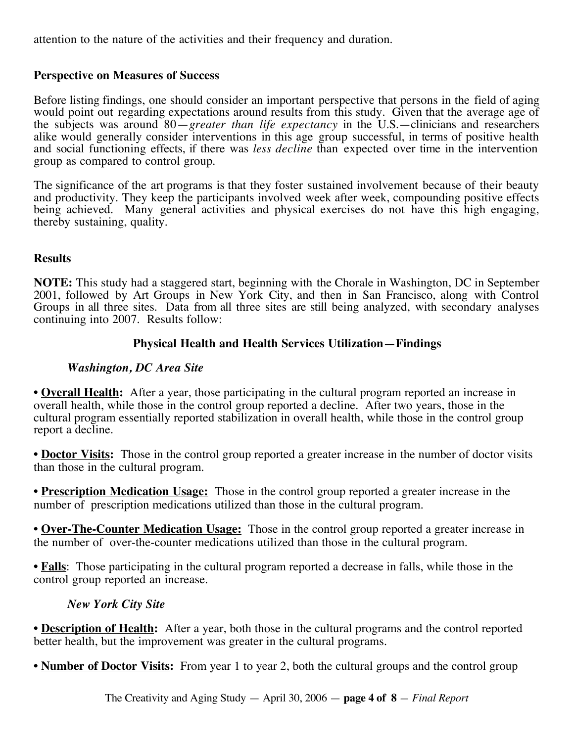attention to the nature of the activities and their frequency and duration.

### Perspective on Measures of Success

Before listing findings, one should consider an important perspective that persons in the field of aging would point out regarding expectations around results from this study. Given that the average age of the subjects was around 80—*greater than life expectancy* in the U.S.—clinicians and researchers alike would generally consider interventions in this age group successful, in terms of positive health and social functioning effects, if there was *less decline* than expected over time in the intervention group as compared to control group.

The significance of the art programs is that they foster sustained involvement because of their beauty and productivity. They keep the participants involved week after week, compounding positive effects being achieved. Many general activities and physical exercises do not have this high engaging, thereby sustaining, quality.

### Results

**NOTE:** This study had a staggered start, beginning with the Chorale in Washington, DC in September 2001, followed by Art Groups in New York City, and then in San Francisco, along with Control Groups in all three sites. Data from all three sites are still being analyzed, with secondary analyses continuing into 2007. Results follow:

#### Physical Health and Health Services Utilization—Findings

##### *Washington, DC Area Site*

• **Overall Health:** After a year, those participating in the cultural program reported an increase in overall health, while those in the control group reported a decline. After two years, those in the cultural program essentially reported stabilization in overall health, while those in the control group report a decline.

• **Doctor Visits:** Those in the control group reported a greater increase in the number of doctor visits than those in the cultural program.

• **Prescription Medication Usage:** Those in the control group reported a greater increase in the number of prescription medications utilized than those in the cultural program.

• **Over-The-Counter Medication Usage:** Those in the control group reported a greater increase in the number of over-the-counter medications utilized than those in the cultural program.

• **Falls**: Those participating in the cultural program reported a decrease in falls, while those in the control group reported an increase.

##### *New York City Site*

• **Description of Health:** After a year, both those in the cultural programs and the control reported better health, but the improvement was greater in the cultural programs.

• **Number of Doctor Visits:** From year 1 to year 2, both the cultural groups and the control group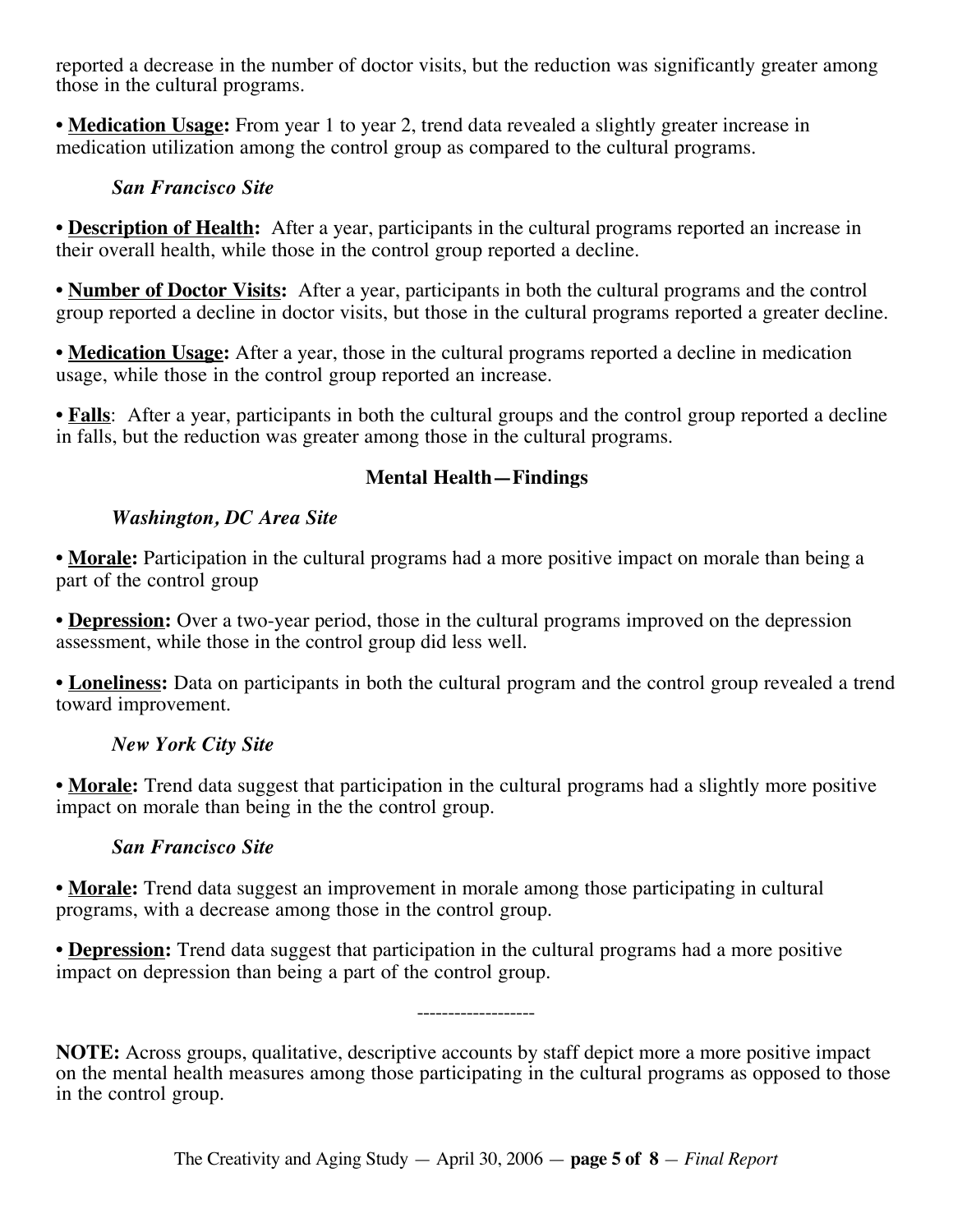reported a decrease in the number of doctor visits, but the reduction was significantly greater among those in the cultural programs.

• **Medication Usage:** From year 1 to year 2, trend data revealed a slightly greater increase in medication utilization among the control group as compared to the cultural programs.

***San Francisco Site***

• **Description of Health:** After a year, participants in the cultural programs reported an increase in their overall health, while those in the control group reported a decline.

• **Number of Doctor Visits:** After a year, participants in both the cultural programs and the control group reported a decline in doctor visits, but those in the cultural programs reported a greater decline.

• **Medication Usage:** After a year, those in the cultural programs reported a decline in medication usage, while those in the control group reported an increase.

• **Falls**: After a year, participants in both the cultural groups and the control group reported a decline in falls, but the reduction was greater among those in the cultural programs.

## Mental Health—Findings

***Washington, DC Area Site***

• **Morale:** Participation in the cultural programs had a more positive impact on morale than being a part of the control group

• **Depression:** Over a two-year period, those in the cultural programs improved on the depression assessment, while those in the control group did less well.

• **Loneliness:** Data on participants in both the cultural program and the control group revealed a trend toward improvement.

***New York City Site***

• **Morale:** Trend data suggest that participation in the cultural programs had a slightly more positive impact on morale than being in the the control group.

***San Francisco Site***

• **Morale:** Trend data suggest an improvement in morale among those participating in cultural programs, with a decrease among those in the control group.

• **Depression:** Trend data suggest that participation in the cultural programs had a more positive impact on depression than being a part of the control group.

-------------------

**NOTE:** Across groups, qualitative, descriptive accounts by staff depict more a more positive impact on the mental health measures among those participating in the cultural programs as opposed to those in the control group.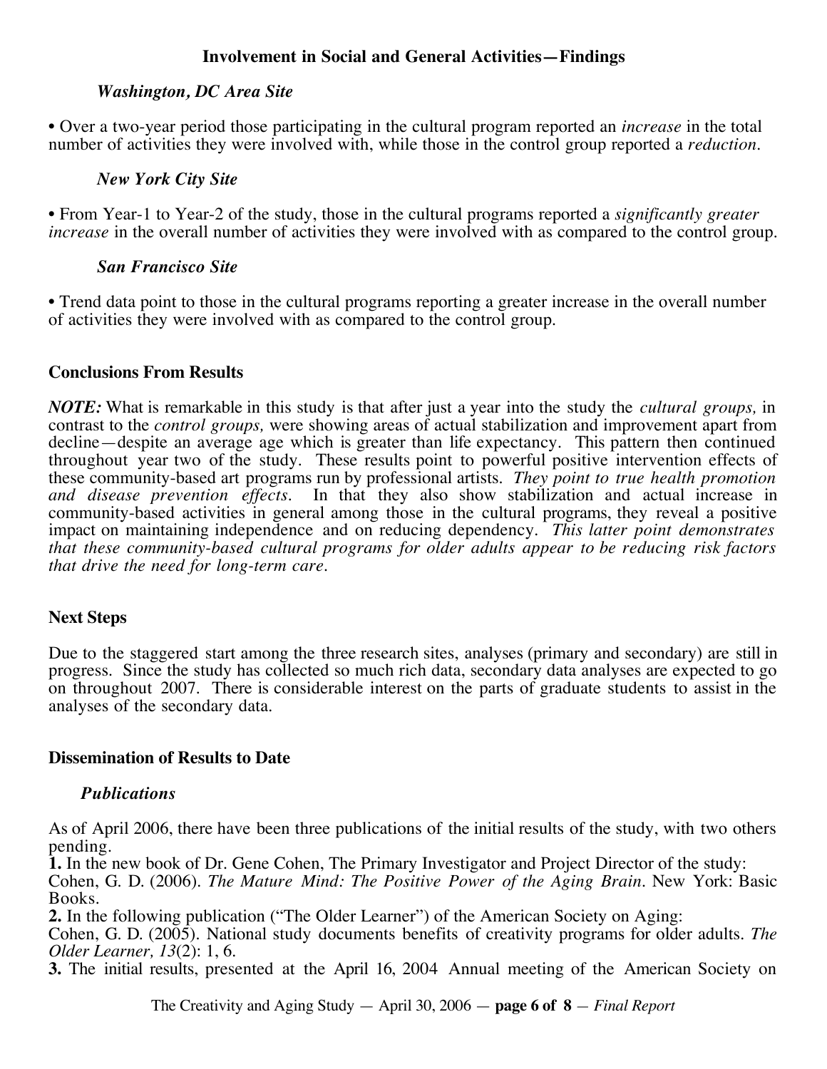## Involvement in Social and General Activities—Findings

### *Washington, DC Area Site*

• Over a two-year period those participating in the cultural program reported an *increase* in the total number of activities they were involved with, while those in the control group reported a *reduction*.

### *New York City Site*

• From Year-1 to Year-2 of the study, those in the cultural programs reported a *significantly greater increase* in the overall number of activities they were involved with as compared to the control group.

### *San Francisco Site*

• Trend data point to those in the cultural programs reporting a greater increase in the overall number of activities they were involved with as compared to the control group.

## Conclusions From Results

***NOTE:*** What is remarkable in this study is that after just a year into the study the *cultural groups,* in contrast to the *control groups,* were showing areas of actual stabilization and improvement apart from decline—despite an average age which is greater than life expectancy. This pattern then continued throughout year two of the study. These results point to powerful positive intervention effects of these community-based art programs run by professional artists. *They point to true health promotion and disease prevention effects.* In that they also show stabilization and actual increase in community-based activities in general among those in the cultural programs, they reveal a positive impact on maintaining independence and on reducing dependency. *This latter point demonstrates that these community-based cultural programs for older adults appear to be reducing risk factors that drive the need for long-term care.*

## Next Steps

Due to the staggered start among the three research sites, analyses (primary and secondary) are still in progress. Since the study has collected so much rich data, secondary data analyses are expected to go on throughout 2007. There is considerable interest on the parts of graduate students to assist in the analyses of the secondary data.

## Dissemination of Results to Date

### *Publications*

As of April 2006, there have been three publications of the initial results of the study, with two others pending.

**1.** In the new book of Dr. Gene Cohen, The Primary Investigator and Project Director of the study: Cohen, G. D. (2006). *The Mature Mind: The Positive Power of the Aging Brain*. New York: Basic Books.

**2.** In the following publication ("The Older Learner") of the American Society on Aging: Cohen, G. D. (2005). National study documents benefits of creativity programs for older adults. *The Older Learner, 13*(2): 1, 6.

**3.** The initial results, presented at the April 16, 2004 Annual meeting of the American Society on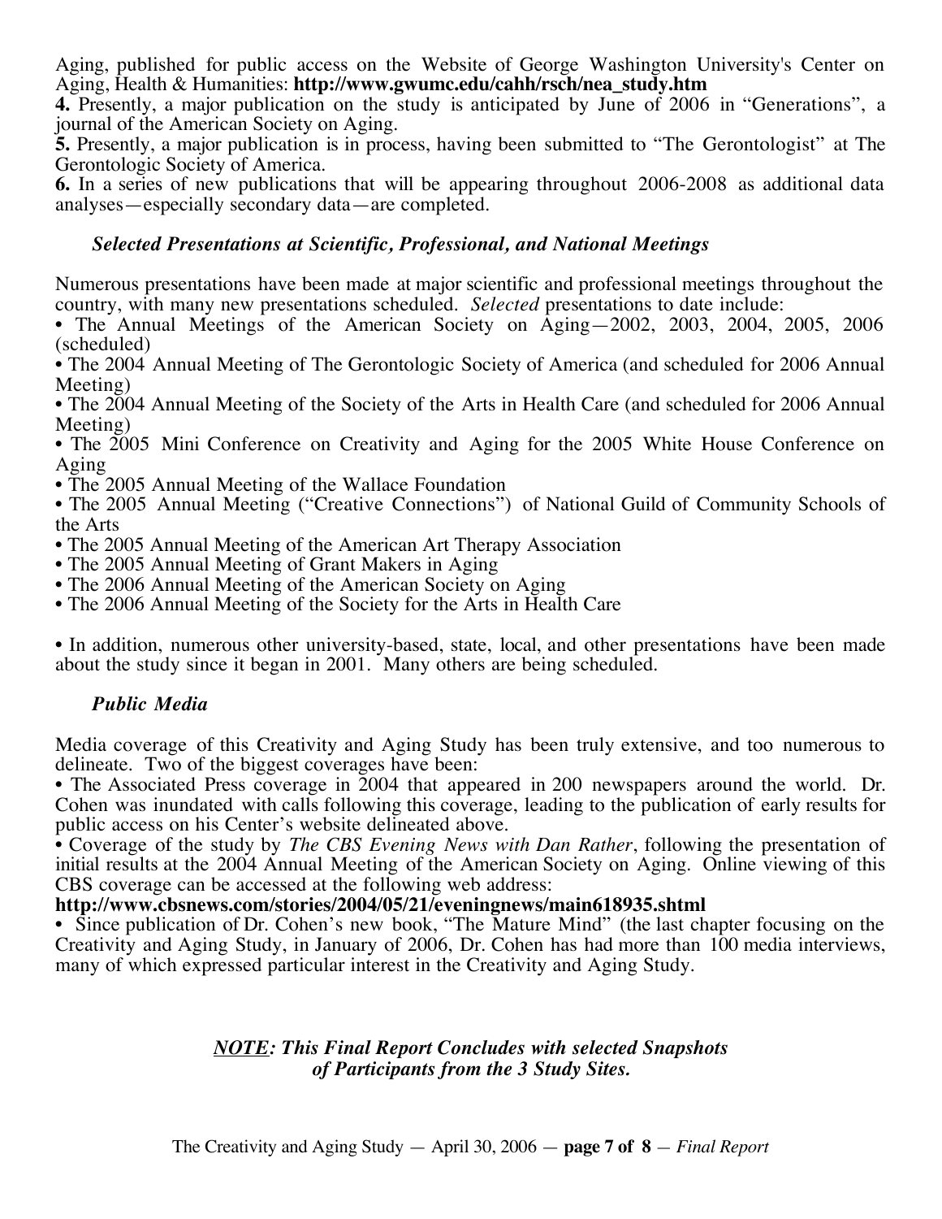Aging, published for public access on the Website of George Washington University's Center on Aging, Health & Humanities: **http://www.gwumc.edu/cahh/rsch/nea_study.htm**

**4.** Presently, a major publication on the study is anticipated by June of 2006 in "Generations", a journal of the American Society on Aging.

**5.** Presently, a major publication is in process, having been submitted to "The Gerontologist" at The Gerontologic Society of America.

**6.** In a series of new publications that will be appearing throughout 2006-2008 as additional data analyses—especially secondary data—are completed.

### *Selected Presentations at Scientific, Professional, and National Meetings*

Numerous presentations have been made at major scientific and professional meetings throughout the country, with many new presentations scheduled. *Selected* presentations to date include:

- The Annual Meetings of the American Society on Aging—2002, 2003, 2004, 2005, 2006 (scheduled)
- The 2004 Annual Meeting of The Gerontologic Society of America (and scheduled for 2006 Annual Meeting)
- The 2004 Annual Meeting of the Society of the Arts in Health Care (and scheduled for 2006 Annual Meeting)
- The 2005 Mini Conference on Creativity and Aging for the 2005 White House Conference on Aging
- The 2005 Annual Meeting of the Wallace Foundation
- The 2005 Annual Meeting ("Creative Connections") of National Guild of Community Schools of the Arts
- The 2005 Annual Meeting of the American Art Therapy Association
- The 2005 Annual Meeting of Grant Makers in Aging
- The 2006 Annual Meeting of the American Society on Aging
- The 2006 Annual Meeting of the Society for the Arts in Health Care

- In addition, numerous other university-based, state, local, and other presentations have been made about the study since it began in 2001. Many others are being scheduled.

### *Public Media*

Media coverage of this Creativity and Aging Study has been truly extensive, and too numerous to delineate. Two of the biggest coverages have been:

- The Associated Press coverage in 2004 that appeared in 200 newspapers around the world. Dr. Cohen was inundated with calls following this coverage, leading to the publication of early results for public access on his Center's website delineated above.
- Coverage of the study by *The CBS Evening News with Dan Rather*, following the presentation of initial results at the 2004 Annual Meeting of the American Society on Aging. Online viewing of this CBS coverage can be accessed at the following web address:

**http://www.cbsnews.com/stories/2004/05/21/eveningnews/main618935.shtml**

- Since publication of Dr. Cohen's new book, "The Mature Mind" (the last chapter focusing on the Creativity and Aging Study, in January of 2006, Dr. Cohen has had more than 100 media interviews, many of which expressed particular interest in the Creativity and Aging Study.

***NOTE*: *This Final Report Concludes with selected Snapshots of Participants from the 3 Study Sites.***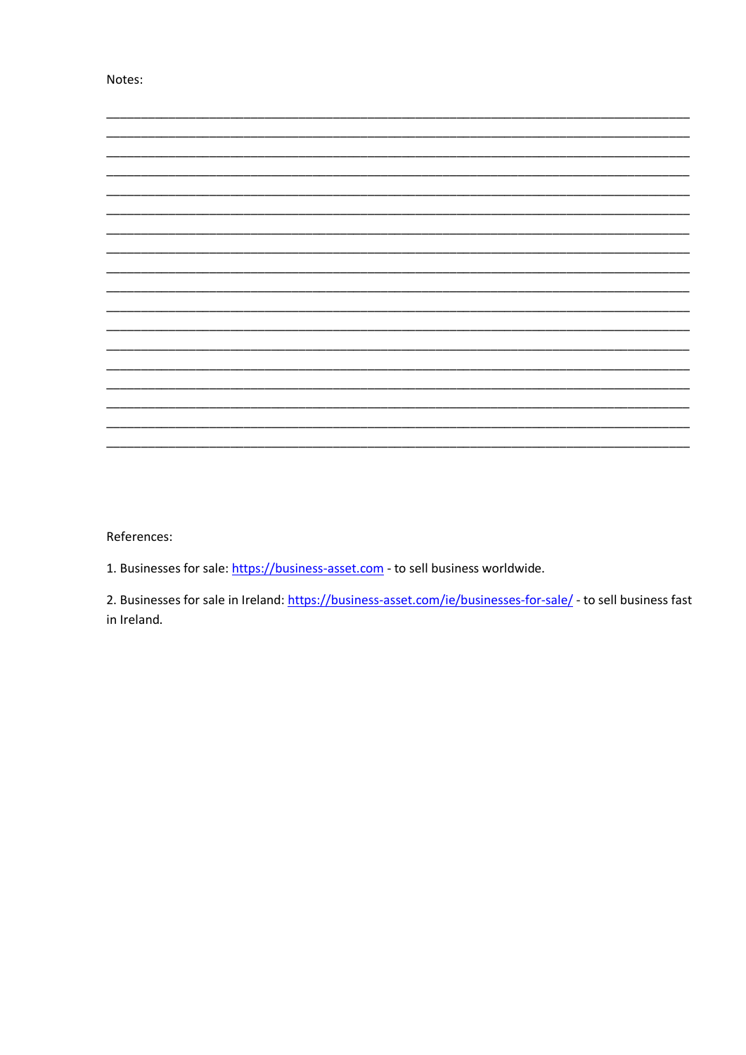Notes:

________________________________________________________________________________
________________________________________________________________________________
________________________________________________________________________________
________________________________________________________________________________
________________________________________________________________________________
________________________________________________________________________________
________________________________________________________________________________
________________________________________________________________________________
________________________________________________________________________________
________________________________________________________________________________
________________________________________________________________________________
________________________________________________________________________________
________________________________________________________________________________
________________________________________________________________________________
________________________________________________________________________________
________________________________________________________________________________
________________________________________________________________________________
________________________________________________________________________________

References:

1. Businesses for sale: [https://business-asset.com](https://business-asset.com) - to sell business worldwide.

2. Businesses for sale in Ireland: [https://business-asset.com/ie/businesses-for-sale/](https://business-asset.com/ie/businesses-for-sale/) - to sell business fast in Ireland.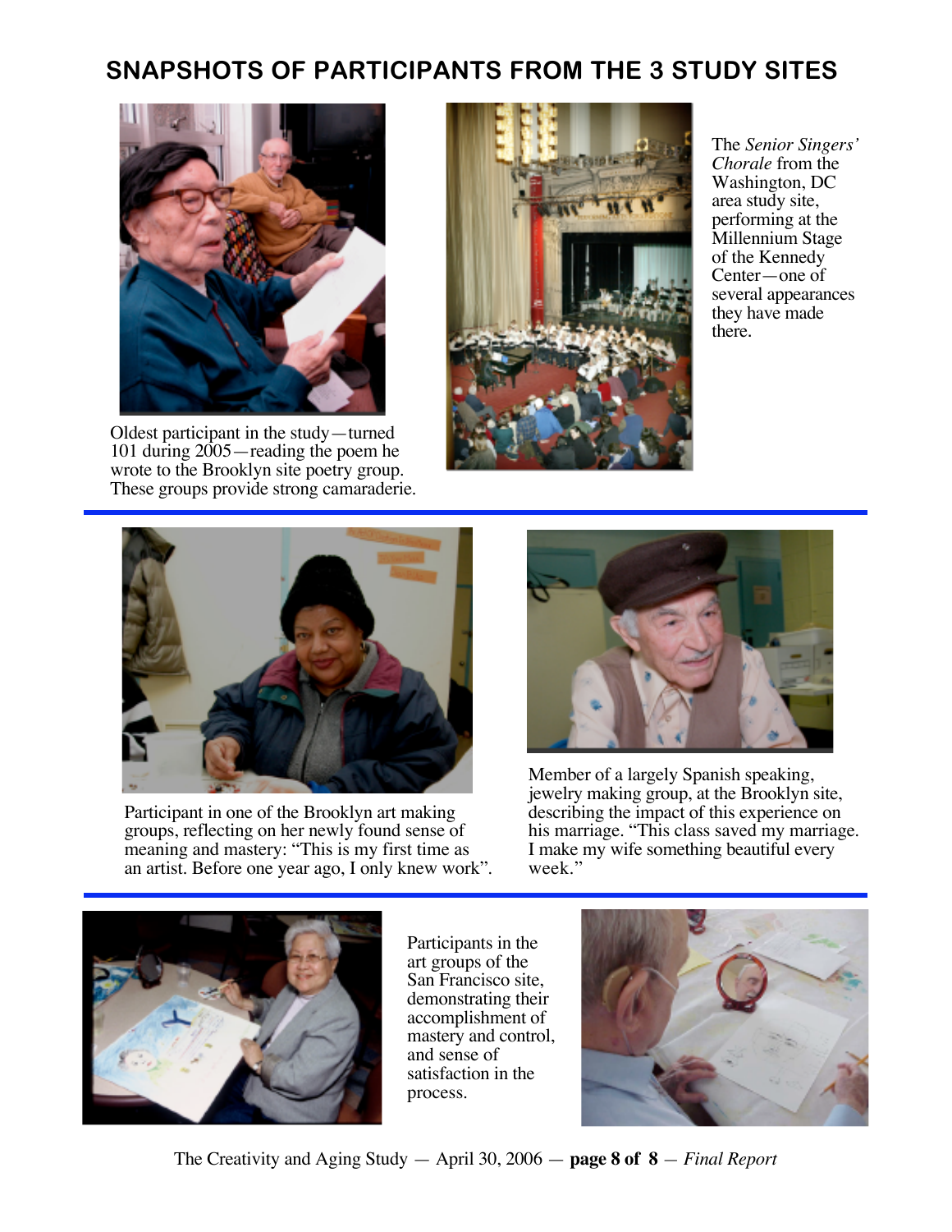## SNAPSHOTS OF PARTICIPANTS FROM THE 3 STUDY SITES

Oldest participant in the study—turned 101 during 2005—reading the poem he wrote to the Brooklyn site poetry group. These groups provide strong camaraderie.

The *Senior Singers' Chorale* from the Washington, DC area study site, performing at the Millennium Stage of the Kennedy Center—one of several appearances they have made there.

Participant in one of the Brooklyn art making groups, reflecting on her newly found sense of meaning and mastery: "This is my first time as an artist. Before one year ago, I only knew work".

Member of a largely Spanish speaking, jewelry making group, at the Brooklyn site, describing the impact of this experience on his marriage. "This class saved my marriage. I make my wife something beautiful every week."

Participants in the art groups of the San Francisco site, demonstrating their accomplishment of mastery and control, and sense of satisfaction in the process.